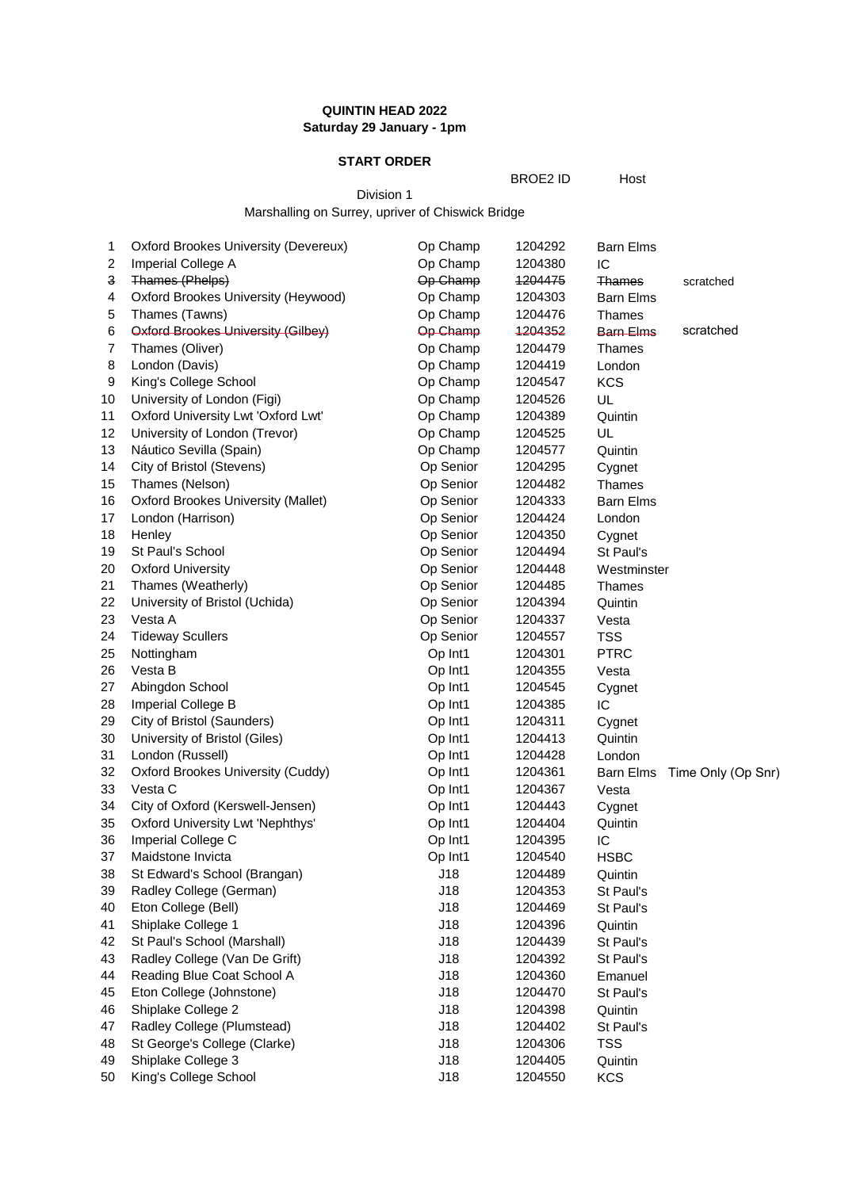**QUINTIN HEAD 2022**
**Saturday 29 January - 1pm**

**START ORDER**

Division 1

Marshalling on Surrey, upriver of Chiswick Bridge

| | | | BROE2 ID | Host | |
|---|---|---|---|---|---|
| 1 | Oxford Brookes University (Devereux) | Op Champ | 1204292 | Barn Elms | |
| 2 | Imperial College A | Op Champ | 1204380 | IC | |
| 3 | ~~Thames (Phelps)~~ | ~~Op Champ~~ | ~~1204475~~ | ~~Thames~~ | scratched |
| 4 | Oxford Brookes University (Heywood) | Op Champ | 1204303 | Barn Elms | |
| 5 | Thames (Tawns) | Op Champ | 1204476 | Thames | |
| 6 | ~~Oxford Brookes University (Gilbey)~~ | ~~Op Champ~~ | ~~1204352~~ | ~~Barn Elms~~ | scratched |
| 7 | Thames (Oliver) | Op Champ | 1204479 | Thames | |
| 8 | London (Davis) | Op Champ | 1204419 | London | |
| 9 | King's College School | Op Champ | 1204547 | KCS | |
| 10 | University of London (Figi) | Op Champ | 1204526 | UL | |
| 11 | Oxford University Lwt 'Oxford Lwt' | Op Champ | 1204389 | Quintin | |
| 12 | University of London (Trevor) | Op Champ | 1204525 | UL | |
| 13 | Náutico Sevilla (Spain) | Op Champ | 1204577 | Quintin | |
| 14 | City of Bristol (Stevens) | Op Senior | 1204295 | Cygnet | |
| 15 | Thames (Nelson) | Op Senior | 1204482 | Thames | |
| 16 | Oxford Brookes University (Mallet) | Op Senior | 1204333 | Barn Elms | |
| 17 | London (Harrison) | Op Senior | 1204424 | London | |
| 18 | Henley | Op Senior | 1204350 | Cygnet | |
| 19 | St Paul's School | Op Senior | 1204494 | St Paul's | |
| 20 | Oxford University | Op Senior | 1204448 | Westminster | |
| 21 | Thames (Weatherly) | Op Senior | 1204485 | Thames | |
| 22 | University of Bristol (Uchida) | Op Senior | 1204394 | Quintin | |
| 23 | Vesta A | Op Senior | 1204337 | Vesta | |
| 24 | Tideway Scullers | Op Senior | 1204557 | TSS | |
| 25 | Nottingham | Op Int1 | 1204301 | PTRC | |
| 26 | Vesta B | Op Int1 | 1204355 | Vesta | |
| 27 | Abingdon School | Op Int1 | 1204545 | Cygnet | |
| 28 | Imperial College B | Op Int1 | 1204385 | IC | |
| 29 | City of Bristol (Saunders) | Op Int1 | 1204311 | Cygnet | |
| 30 | University of Bristol (Giles) | Op Int1 | 1204413 | Quintin | |
| 31 | London (Russell) | Op Int1 | 1204428 | London | |
| 32 | Oxford Brookes University (Cuddy) | Op Int1 | 1204361 | Barn Elms | Time Only (Op Snr) |
| 33 | Vesta C | Op Int1 | 1204367 | Vesta | |
| 34 | City of Oxford (Kerswell-Jensen) | Op Int1 | 1204443 | Cygnet | |
| 35 | Oxford University Lwt 'Nephthys' | Op Int1 | 1204404 | Quintin | |
| 36 | Imperial College C | Op Int1 | 1204395 | IC | |
| 37 | Maidstone Invicta | Op Int1 | 1204540 | HSBC | |
| 38 | St Edward's School (Brangan) | J18 | 1204489 | Quintin | |
| 39 | Radley College (German) | J18 | 1204353 | St Paul's | |
| 40 | Eton College (Bell) | J18 | 1204469 | St Paul's | |
| 41 | Shiplake College 1 | J18 | 1204396 | Quintin | |
| 42 | St Paul's School (Marshall) | J18 | 1204439 | St Paul's | |
| 43 | Radley College (Van De Grift) | J18 | 1204392 | St Paul's | |
| 44 | Reading Blue Coat School A | J18 | 1204360 | Emanuel | |
| 45 | Eton College (Johnstone) | J18 | 1204470 | St Paul's | |
| 46 | Shiplake College 2 | J18 | 1204398 | Quintin | |
| 47 | Radley College (Plumstead) | J18 | 1204402 | St Paul's | |
| 48 | St George's College (Clarke) | J18 | 1204306 | TSS | |
| 49 | Shiplake College 3 | J18 | 1204405 | Quintin | |
| 50 | King's College School | J18 | 1204550 | KCS | |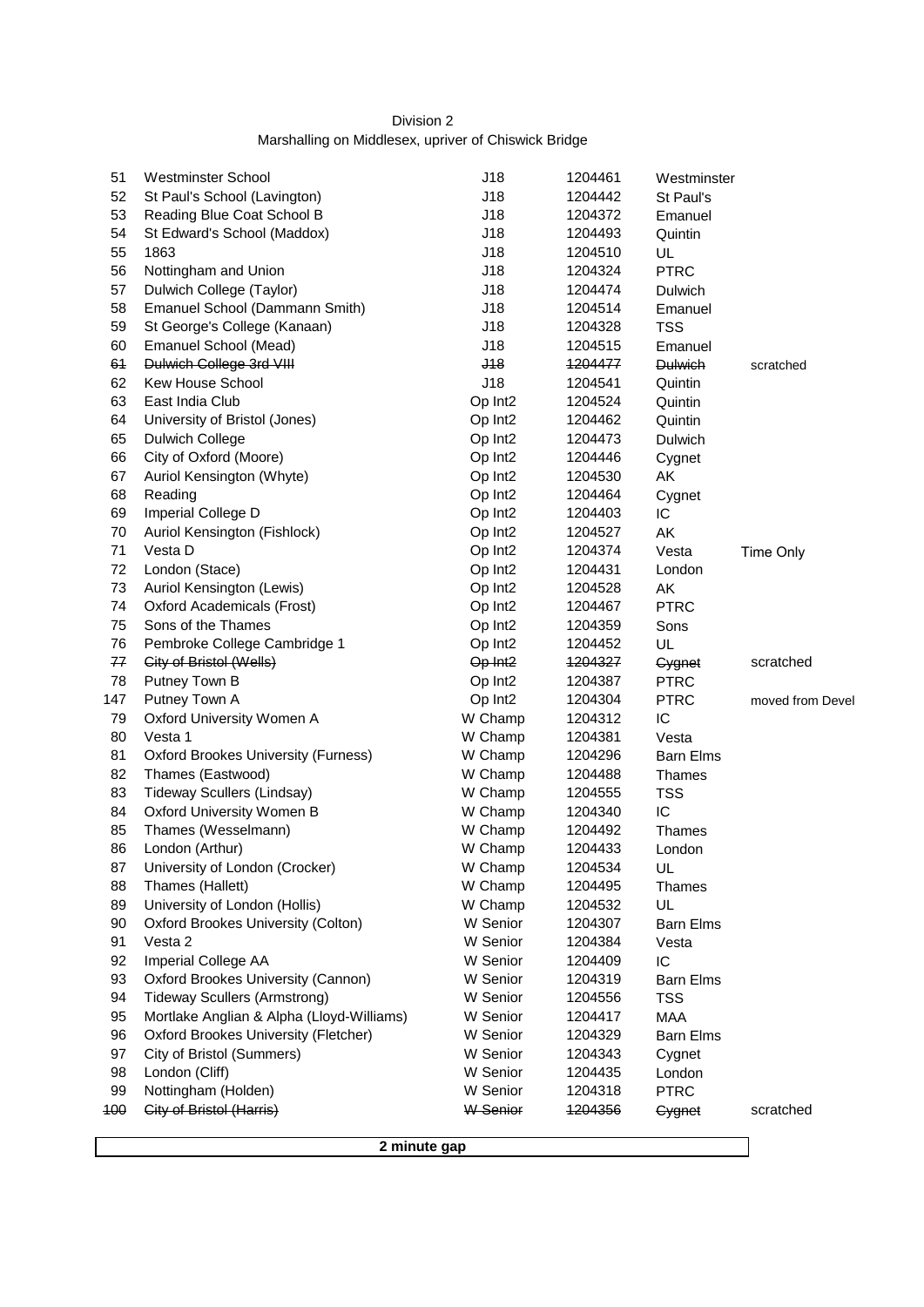Division 2

Marshalling on Middlesex, upriver of Chiswick Bridge

| | | | | | |
|---|---|---|---|---|---|
| 51 | Westminster School | J18 | 1204461 | Westminster | |
| 52 | St Paul's School (Lavington) | J18 | 1204442 | St Paul's | |
| 53 | Reading Blue Coat School B | J18 | 1204372 | Emanuel | |
| 54 | St Edward's School (Maddox) | J18 | 1204493 | Quintin | |
| 55 | 1863 | J18 | 1204510 | UL | |
| 56 | Nottingham and Union | J18 | 1204324 | PTRC | |
| 57 | Dulwich College (Taylor) | J18 | 1204474 | Dulwich | |
| 58 | Emanuel School (Dammann Smith) | J18 | 1204514 | Emanuel | |
| 59 | St George's College (Kanaan) | J18 | 1204328 | TSS | |
| 60 | Emanuel School (Mead) | J18 | 1204515 | Emanuel | |
| ~~61~~ | ~~Dulwich College 3rd VIII~~ | ~~J18~~ | ~~1204477~~ | ~~Dulwich~~ | scratched |
| 62 | Kew House School | J18 | 1204541 | Quintin | |
| 63 | East India Club | Op Int2 | 1204524 | Quintin | |
| 64 | University of Bristol (Jones) | Op Int2 | 1204462 | Quintin | |
| 65 | Dulwich College | Op Int2 | 1204473 | Dulwich | |
| 66 | City of Oxford (Moore) | Op Int2 | 1204446 | Cygnet | |
| 67 | Auriol Kensington (Whyte) | Op Int2 | 1204530 | AK | |
| 68 | Reading | Op Int2 | 1204464 | Cygnet | |
| 69 | Imperial College D | Op Int2 | 1204403 | IC | |
| 70 | Auriol Kensington (Fishlock) | Op Int2 | 1204527 | AK | |
| 71 | Vesta D | Op Int2 | 1204374 | Vesta | Time Only |
| 72 | London (Stace) | Op Int2 | 1204431 | London | |
| 73 | Auriol Kensington (Lewis) | Op Int2 | 1204528 | AK | |
| 74 | Oxford Academicals (Frost) | Op Int2 | 1204467 | PTRC | |
| 75 | Sons of the Thames | Op Int2 | 1204359 | Sons | |
| 76 | Pembroke College Cambridge 1 | Op Int2 | 1204452 | UL | |
| ~~77~~ | ~~City of Bristol (Wells)~~ | ~~Op Int2~~ | ~~1204327~~ | ~~Cygnet~~ | scratched |
| 78 | Putney Town B | Op Int2 | 1204387 | PTRC | |
| 147 | Putney Town A | Op Int2 | 1204304 | PTRC | moved from Devel |
| 79 | Oxford University Women A | W Champ | 1204312 | IC | |
| 80 | Vesta 1 | W Champ | 1204381 | Vesta | |
| 81 | Oxford Brookes University (Furness) | W Champ | 1204296 | Barn Elms | |
| 82 | Thames (Eastwood) | W Champ | 1204488 | Thames | |
| 83 | Tideway Scullers (Lindsay) | W Champ | 1204555 | TSS | |
| 84 | Oxford University Women B | W Champ | 1204340 | IC | |
| 85 | Thames (Wesselmann) | W Champ | 1204492 | Thames | |
| 86 | London (Arthur) | W Champ | 1204433 | London | |
| 87 | University of London (Crocker) | W Champ | 1204534 | UL | |
| 88 | Thames (Hallett) | W Champ | 1204495 | Thames | |
| 89 | University of London (Hollis) | W Champ | 1204532 | UL | |
| 90 | Oxford Brookes University (Colton) | W Senior | 1204307 | Barn Elms | |
| 91 | Vesta 2 | W Senior | 1204384 | Vesta | |
| 92 | Imperial College AA | W Senior | 1204409 | IC | |
| 93 | Oxford Brookes University (Cannon) | W Senior | 1204319 | Barn Elms | |
| 94 | Tideway Scullers (Armstrong) | W Senior | 1204556 | TSS | |
| 95 | Mortlake Anglian & Alpha (Lloyd-Williams) | W Senior | 1204417 | MAA | |
| 96 | Oxford Brookes University (Fletcher) | W Senior | 1204329 | Barn Elms | |
| 97 | City of Bristol (Summers) | W Senior | 1204343 | Cygnet | |
| 98 | London (Cliff) | W Senior | 1204435 | London | |
| 99 | Nottingham (Holden) | W Senior | 1204318 | PTRC | |
| ~~100~~ | ~~City of Bristol (Harris)~~ | ~~W Senior~~ | ~~1204356~~ | ~~Cygnet~~ | scratched |

**2 minute gap**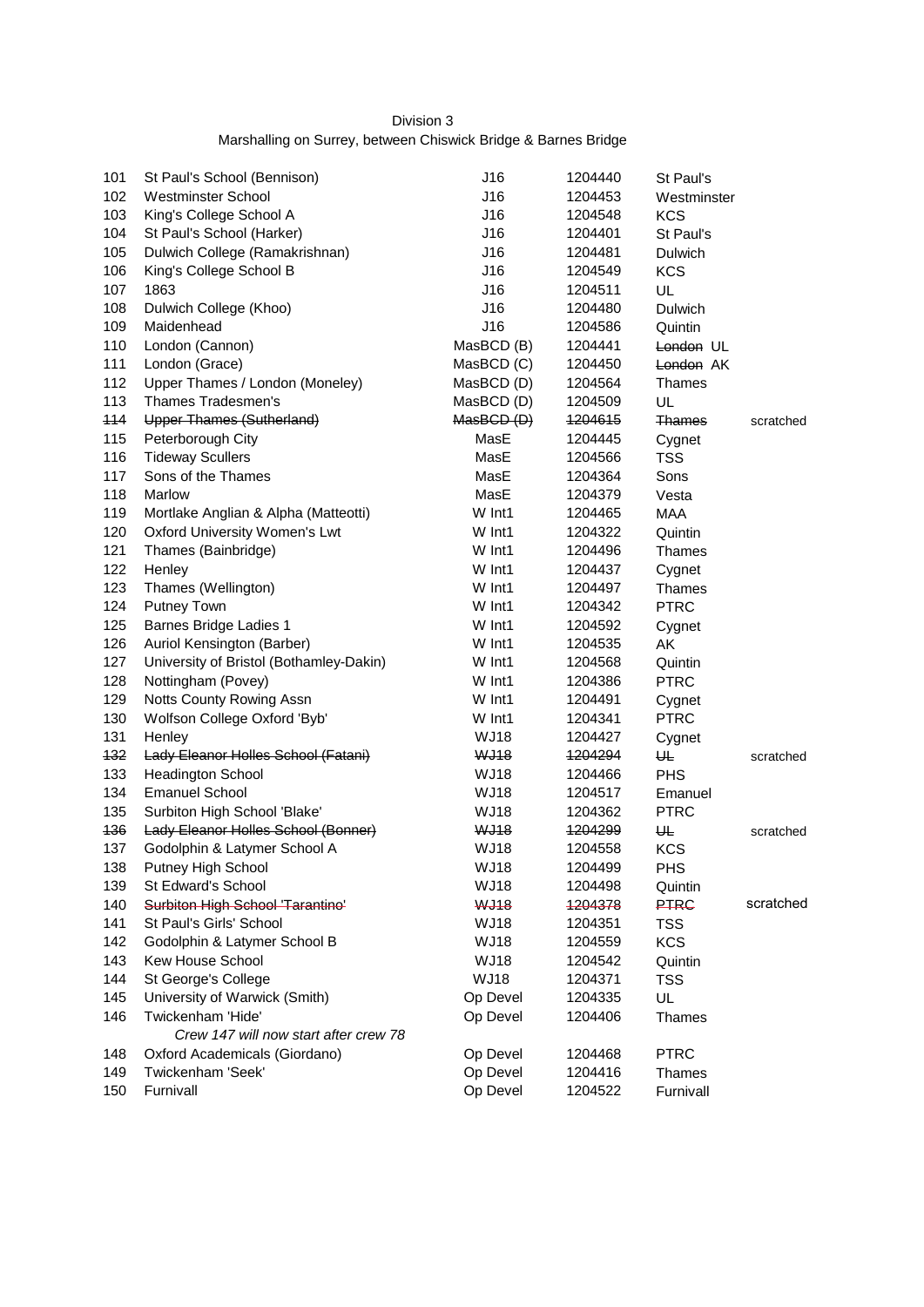Division 3

Marshalling on Surrey, between Chiswick Bridge & Barnes Bridge

| | | | | | |
|---|---|---|---|---|---|
| 101 | St Paul's School (Bennison) | J16 | 1204440 | St Paul's | |
| 102 | Westminster School | J16 | 1204453 | Westminster | |
| 103 | King's College School A | J16 | 1204548 | KCS | |
| 104 | St Paul's School (Harker) | J16 | 1204401 | St Paul's | |
| 105 | Dulwich College (Ramakrishnan) | J16 | 1204481 | Dulwich | |
| 106 | King's College School B | J16 | 1204549 | KCS | |
| 107 | 1863 | J16 | 1204511 | UL | |
| 108 | Dulwich College (Khoo) | J16 | 1204480 | Dulwich | |
| 109 | Maidenhead | J16 | 1204586 | Quintin | |
| 110 | London (Cannon) | MasBCD (B) | 1204441 | ~~London~~ UL | |
| 111 | London (Grace) | MasBCD (C) | 1204450 | ~~London~~ AK | |
| 112 | Upper Thames / London (Moneley) | MasBCD (D) | 1204564 | Thames | |
| 113 | Thames Tradesmen's | MasBCD (D) | 1204509 | UL | |
| ~~114~~ | ~~Upper Thames (Sutherland)~~ | ~~MasBCD (D)~~ | ~~1204615~~ | ~~Thames~~ | scratched |
| 115 | Peterborough City | MasE | 1204445 | Cygnet | |
| 116 | Tideway Scullers | MasE | 1204566 | TSS | |
| 117 | Sons of the Thames | MasE | 1204364 | Sons | |
| 118 | Marlow | MasE | 1204379 | Vesta | |
| 119 | Mortlake Anglian & Alpha (Matteotti) | W Int1 | 1204465 | MAA | |
| 120 | Oxford University Women's Lwt | W Int1 | 1204322 | Quintin | |
| 121 | Thames (Bainbridge) | W Int1 | 1204496 | Thames | |
| 122 | Henley | W Int1 | 1204437 | Cygnet | |
| 123 | Thames (Wellington) | W Int1 | 1204497 | Thames | |
| 124 | Putney Town | W Int1 | 1204342 | PTRC | |
| 125 | Barnes Bridge Ladies 1 | W Int1 | 1204592 | Cygnet | |
| 126 | Auriol Kensington (Barber) | W Int1 | 1204535 | AK | |
| 127 | University of Bristol (Bothamley-Dakin) | W Int1 | 1204568 | Quintin | |
| 128 | Nottingham (Povey) | W Int1 | 1204386 | PTRC | |
| 129 | Notts County Rowing Assn | W Int1 | 1204491 | Cygnet | |
| 130 | Wolfson College Oxford 'Byb' | W Int1 | 1204341 | PTRC | |
| 131 | Henley | WJ18 | 1204427 | Cygnet | |
| ~~132~~ | ~~Lady Eleanor Holles School (Fatani)~~ | ~~WJ18~~ | ~~1204294~~ | ~~UL~~ | scratched |
| 133 | Headington School | WJ18 | 1204466 | PHS | |
| 134 | Emanuel School | WJ18 | 1204517 | Emanuel | |
| 135 | Surbiton High School 'Blake' | WJ18 | 1204362 | PTRC | |
| ~~136~~ | ~~Lady Eleanor Holles School (Bonner)~~ | ~~WJ18~~ | ~~1204299~~ | ~~UL~~ | scratched |
| 137 | Godolphin & Latymer School A | WJ18 | 1204558 | KCS | |
| 138 | Putney High School | WJ18 | 1204499 | PHS | |
| 139 | St Edward's School | WJ18 | 1204498 | Quintin | |
| 140 | ~~Surbiton High School 'Tarantino'~~ | ~~WJ18~~ | ~~1204378~~ | ~~PTRC~~ | scratched |
| 141 | St Paul's Girls' School | WJ18 | 1204351 | TSS | |
| 142 | Godolphin & Latymer School B | WJ18 | 1204559 | KCS | |
| 143 | Kew House School | WJ18 | 1204542 | Quintin | |
| 144 | St George's College | WJ18 | 1204371 | TSS | |
| 145 | University of Warwick (Smith) | Op Devel | 1204335 | UL | |
| 146 | Twickenham 'Hide' | Op Devel | 1204406 | Thames | |
| | *Crew 147 will now start after crew 78* | | | | |
| 148 | Oxford Academicals (Giordano) | Op Devel | 1204468 | PTRC | |
| 149 | Twickenham 'Seek' | Op Devel | 1204416 | Thames | |
| 150 | Furnivall | Op Devel | 1204522 | Furnivall | |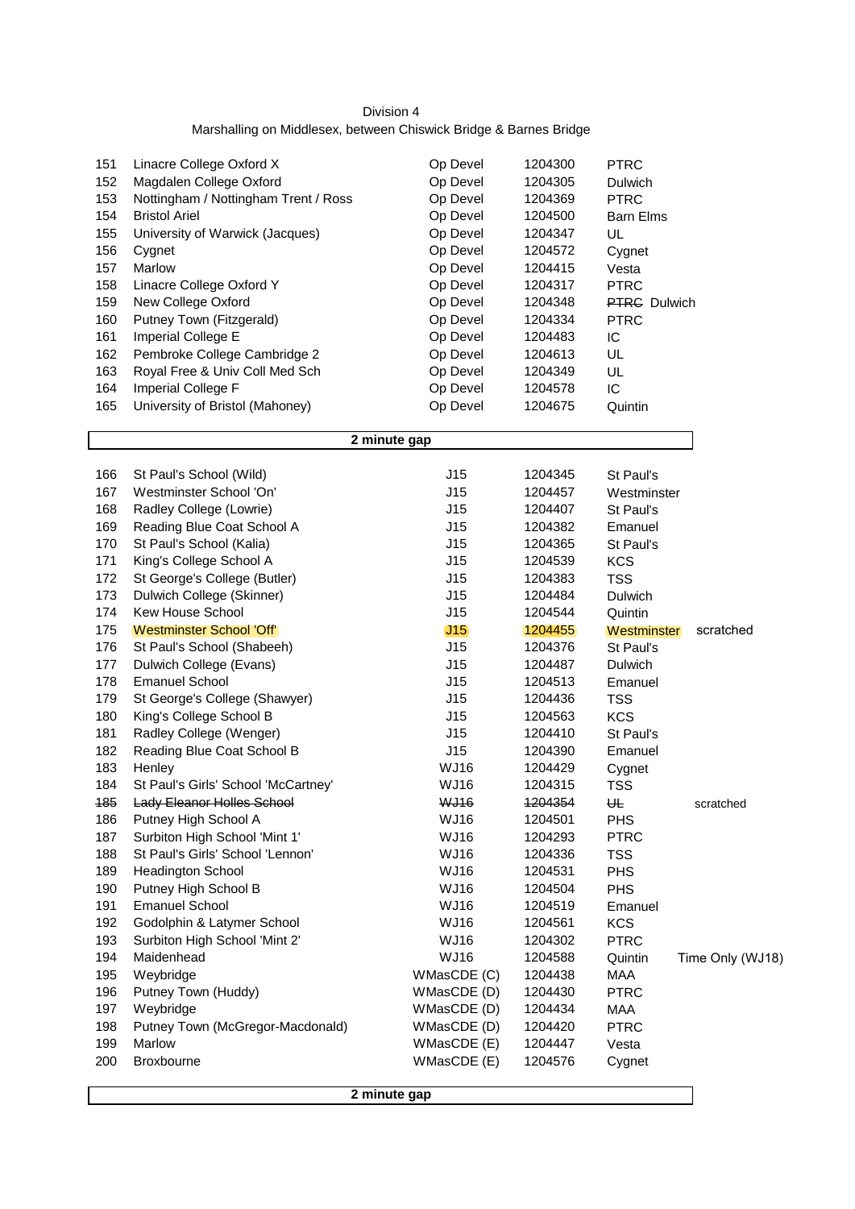Division 4

Marshalling on Middlesex, between Chiswick Bridge & Barnes Bridge

| No. | Crew | Category | ID | Club | Notes |
|---|---|---|---|---|---|
| 151 | Linacre College Oxford X | Op Devel | 1204300 | PTRC | |
| 152 | Magdalen College Oxford | Op Devel | 1204305 | Dulwich | |
| 153 | Nottingham / Nottingham Trent / Ross | Op Devel | 1204369 | PTRC | |
| 154 | Bristol Ariel | Op Devel | 1204500 | Barn Elms | |
| 155 | University of Warwick (Jacques) | Op Devel | 1204347 | UL | |
| 156 | Cygnet | Op Devel | 1204572 | Cygnet | |
| 157 | Marlow | Op Devel | 1204415 | Vesta | |
| 158 | Linacre College Oxford Y | Op Devel | 1204317 | PTRC | |
| 159 | New College Oxford | Op Devel | 1204348 | ~~PTRC~~ Dulwich | |
| 160 | Putney Town (Fitzgerald) | Op Devel | 1204334 | PTRC | |
| 161 | Imperial College E | Op Devel | 1204483 | IC | |
| 162 | Pembroke College Cambridge 2 | Op Devel | 1204613 | UL | |
| 163 | Royal Free & Univ Coll Med Sch | Op Devel | 1204349 | UL | |
| 164 | Imperial College F | Op Devel | 1204578 | IC | |
| 165 | University of Bristol (Mahoney) | Op Devel | 1204675 | Quintin | |
| | **2 minute gap** | | | | |
| 166 | St Paul's School (Wild) | J15 | 1204345 | St Paul's | |
| 167 | Westminster School 'On' | J15 | 1204457 | Westminster | |
| 168 | Radley College (Lowrie) | J15 | 1204407 | St Paul's | |
| 169 | Reading Blue Coat School A | J15 | 1204382 | Emanuel | |
| 170 | St Paul's School (Kalia) | J15 | 1204365 | St Paul's | |
| 171 | King's College School A | J15 | 1204539 | KCS | |
| 172 | St George's College (Butler) | J15 | 1204383 | TSS | |
| 173 | Dulwich College (Skinner) | J15 | 1204484 | Dulwich | |
| 174 | Kew House School | J15 | 1204544 | Quintin | |
| 175 | Westminster School 'Off' | J15 | 1204455 | Westminster | scratched |
| 176 | St Paul's School (Shabeeh) | J15 | 1204376 | St Paul's | |
| 177 | Dulwich College (Evans) | J15 | 1204487 | Dulwich | |
| 178 | Emanuel School | J15 | 1204513 | Emanuel | |
| 179 | St George's College (Shawyer) | J15 | 1204436 | TSS | |
| 180 | King's College School B | J15 | 1204563 | KCS | |
| 181 | Radley College (Wenger) | J15 | 1204410 | St Paul's | |
| 182 | Reading Blue Coat School B | J15 | 1204390 | Emanuel | |
| 183 | Henley | WJ16 | 1204429 | Cygnet | |
| 184 | St Paul's Girls' School 'McCartney' | WJ16 | 1204315 | TSS | |
| ~~185~~ | ~~Lady Eleanor Holles School~~ | ~~WJ16~~ | ~~1204354~~ | ~~UL~~ | scratched |
| 186 | Putney High School A | WJ16 | 1204501 | PHS | |
| 187 | Surbiton High School 'Mint 1' | WJ16 | 1204293 | PTRC | |
| 188 | St Paul's Girls' School 'Lennon' | WJ16 | 1204336 | TSS | |
| 189 | Headington School | WJ16 | 1204531 | PHS | |
| 190 | Putney High School B | WJ16 | 1204504 | PHS | |
| 191 | Emanuel School | WJ16 | 1204519 | Emanuel | |
| 192 | Godolphin & Latymer School | WJ16 | 1204561 | KCS | |
| 193 | Surbiton High School 'Mint 2' | WJ16 | 1204302 | PTRC | |
| 194 | Maidenhead | WJ16 | 1204588 | Quintin | Time Only (WJ18) |
| 195 | Weybridge | WMasCDE (C) | 1204438 | MAA | |
| 196 | Putney Town (Huddy) | WMasCDE (D) | 1204430 | PTRC | |
| 197 | Weybridge | WMasCDE (D) | 1204434 | MAA | |
| 198 | Putney Town (McGregor-Macdonald) | WMasCDE (D) | 1204420 | PTRC | |
| 199 | Marlow | WMasCDE (E) | 1204447 | Vesta | |
| 200 | Broxbourne | WMasCDE (E) | 1204576 | Cygnet | |
| | **2 minute gap** | | | | |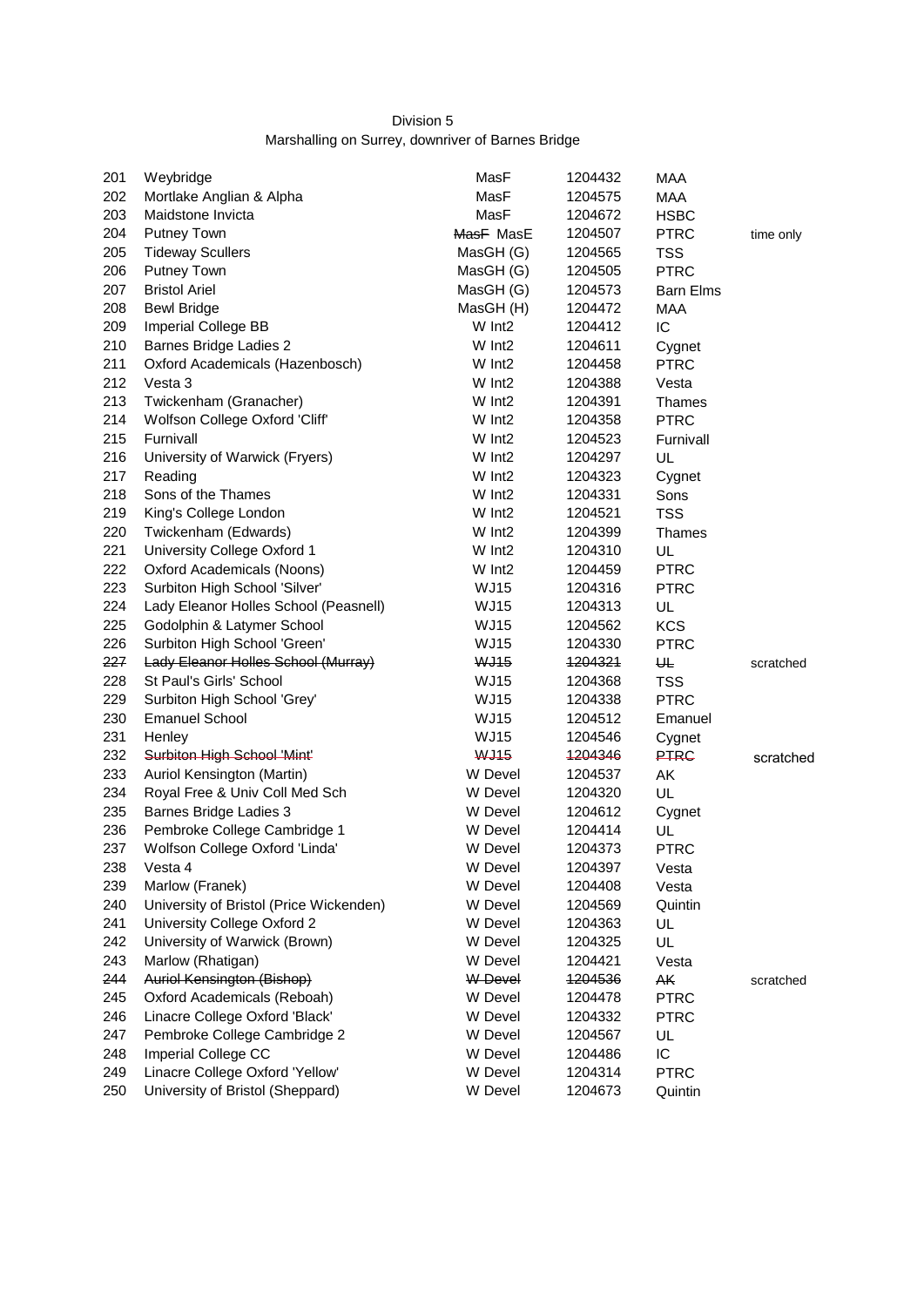Division 5

Marshalling on Surrey, downriver of Barnes Bridge

| | | | | | |
|---|---|---|---|---|---|
| 201 | Weybridge | MasF | 1204432 | MAA | |
| 202 | Mortlake Anglian & Alpha | MasF | 1204575 | MAA | |
| 203 | Maidstone Invicta | MasF | 1204672 | HSBC | |
| 204 | Putney Town | ~~MasF~~ MasE | 1204507 | PTRC | time only |
| 205 | Tideway Scullers | MasGH (G) | 1204565 | TSS | |
| 206 | Putney Town | MasGH (G) | 1204505 | PTRC | |
| 207 | Bristol Ariel | MasGH (G) | 1204573 | Barn Elms | |
| 208 | Bewl Bridge | MasGH (H) | 1204472 | MAA | |
| 209 | Imperial College BB | W Int2 | 1204412 | IC | |
| 210 | Barnes Bridge Ladies 2 | W Int2 | 1204611 | Cygnet | |
| 211 | Oxford Academicals (Hazenbosch) | W Int2 | 1204458 | PTRC | |
| 212 | Vesta 3 | W Int2 | 1204388 | Vesta | |
| 213 | Twickenham (Granacher) | W Int2 | 1204391 | Thames | |
| 214 | Wolfson College Oxford 'Cliff' | W Int2 | 1204358 | PTRC | |
| 215 | Furnivall | W Int2 | 1204523 | Furnivall | |
| 216 | University of Warwick (Fryers) | W Int2 | 1204297 | UL | |
| 217 | Reading | W Int2 | 1204323 | Cygnet | |
| 218 | Sons of the Thames | W Int2 | 1204331 | Sons | |
| 219 | King's College London | W Int2 | 1204521 | TSS | |
| 220 | Twickenham (Edwards) | W Int2 | 1204399 | Thames | |
| 221 | University College Oxford 1 | W Int2 | 1204310 | UL | |
| 222 | Oxford Academicals (Noons) | W Int2 | 1204459 | PTRC | |
| 223 | Surbiton High School 'Silver' | WJ15 | 1204316 | PTRC | |
| 224 | Lady Eleanor Holles School (Peasnell) | WJ15 | 1204313 | UL | |
| 225 | Godolphin & Latymer School | WJ15 | 1204562 | KCS | |
| 226 | Surbiton High School 'Green' | WJ15 | 1204330 | PTRC | |
| ~~227~~ | ~~Lady Eleanor Holles School (Murray)~~ | ~~WJ15~~ | ~~1204321~~ | ~~UL~~ | scratched |
| 228 | St Paul's Girls' School | WJ15 | 1204368 | TSS | |
| 229 | Surbiton High School 'Grey' | WJ15 | 1204338 | PTRC | |
| 230 | Emanuel School | WJ15 | 1204512 | Emanuel | |
| 231 | Henley | WJ15 | 1204546 | Cygnet | |
| 232 | ~~Surbiton High School 'Mint'~~ | ~~WJ15~~ | ~~1204346~~ | ~~PTRC~~ | scratched |
| 233 | Auriol Kensington (Martin) | W Devel | 1204537 | AK | |
| 234 | Royal Free & Univ Coll Med Sch | W Devel | 1204320 | UL | |
| 235 | Barnes Bridge Ladies 3 | W Devel | 1204612 | Cygnet | |
| 236 | Pembroke College Cambridge 1 | W Devel | 1204414 | UL | |
| 237 | Wolfson College Oxford 'Linda' | W Devel | 1204373 | PTRC | |
| 238 | Vesta 4 | W Devel | 1204397 | Vesta | |
| 239 | Marlow (Franek) | W Devel | 1204408 | Vesta | |
| 240 | University of Bristol (Price Wickenden) | W Devel | 1204569 | Quintin | |
| 241 | University College Oxford 2 | W Devel | 1204363 | UL | |
| 242 | University of Warwick (Brown) | W Devel | 1204325 | UL | |
| 243 | Marlow (Rhatigan) | W Devel | 1204421 | Vesta | |
| ~~244~~ | ~~Auriol Kensington (Bishop)~~ | ~~W Devel~~ | ~~1204536~~ | ~~AK~~ | scratched |
| 245 | Oxford Academicals (Reboah) | W Devel | 1204478 | PTRC | |
| 246 | Linacre College Oxford 'Black' | W Devel | 1204332 | PTRC | |
| 247 | Pembroke College Cambridge 2 | W Devel | 1204567 | UL | |
| 248 | Imperial College CC | W Devel | 1204486 | IC | |
| 249 | Linacre College Oxford 'Yellow' | W Devel | 1204314 | PTRC | |
| 250 | University of Bristol (Sheppard) | W Devel | 1204673 | Quintin | |